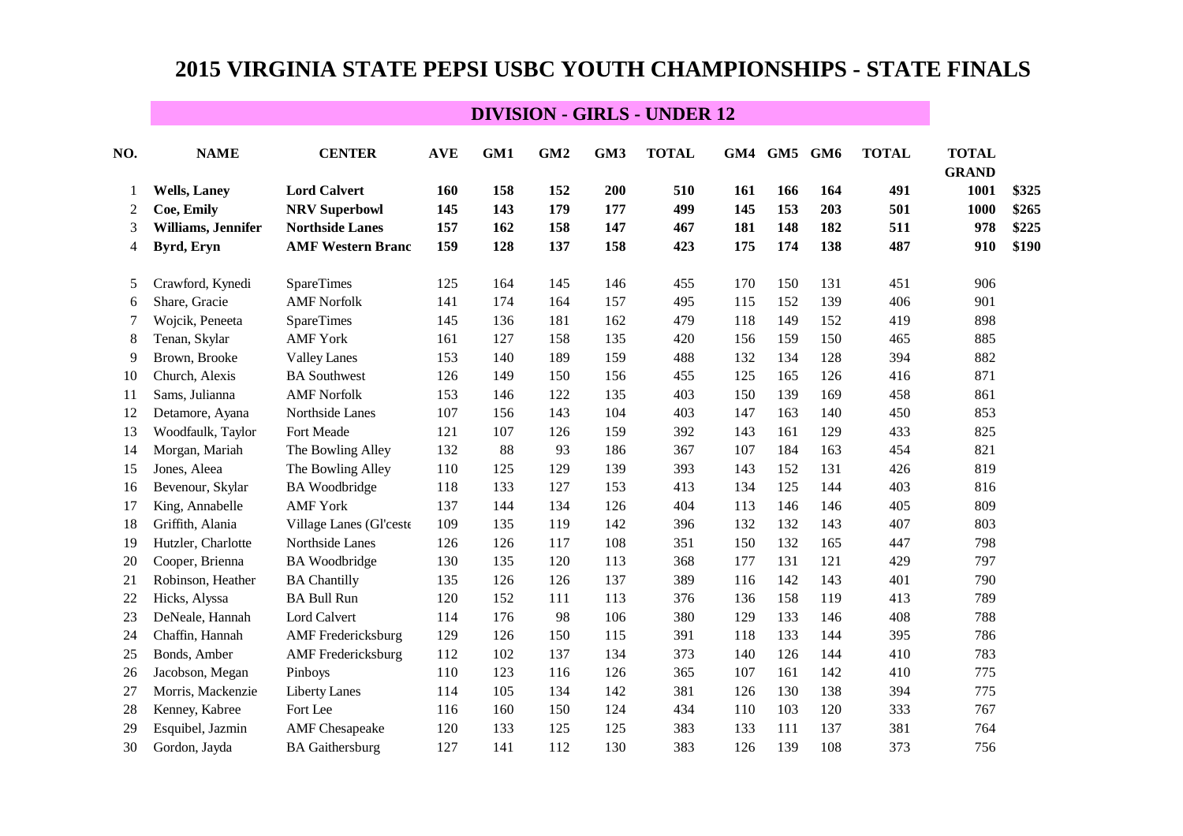# 2015 VIRGINIA STATE PEPSI USBC YOUTH CHAMPIONSHIPS - STATE FINALS

## DIVISION - GIRLS - UNDER 12

| NO. | NAME | CENTER | AVE | GM1 | GM2 | GM3 | TOTAL | GM4 | GM5 | GM6 | TOTAL | TOTAL GRAND | |
|---|---|---|---|---|---|---|---|---|---|---|---|---|---|
| 1 | **Wells, Laney** | **Lord Calvert** | **160** | **158** | **152** | **200** | **510** | **161** | **166** | **164** | **491** | **1001** | **$325** |
| 2 | **Coe, Emily** | **NRV Superbowl** | **145** | **143** | **179** | **177** | **499** | **145** | **153** | **203** | **501** | **1000** | **$265** |
| 3 | **Williams, Jennifer** | **Northside Lanes** | **157** | **162** | **158** | **147** | **467** | **181** | **148** | **182** | **511** | **978** | **$225** |
| 4 | **Byrd, Eryn** | **AMF Western Branc** | **159** | **128** | **137** | **158** | **423** | **175** | **174** | **138** | **487** | **910** | **$190** |
| 5 | Crawford, Kynedi | SpareTimes | 125 | 164 | 145 | 146 | 455 | 170 | 150 | 131 | 451 | 906 | |
| 6 | Share, Gracie | AMF Norfolk | 141 | 174 | 164 | 157 | 495 | 115 | 152 | 139 | 406 | 901 | |
| 7 | Wojcik, Peneeta | SpareTimes | 145 | 136 | 181 | 162 | 479 | 118 | 149 | 152 | 419 | 898 | |
| 8 | Tenan, Skylar | AMF York | 161 | 127 | 158 | 135 | 420 | 156 | 159 | 150 | 465 | 885 | |
| 9 | Brown, Brooke | Valley Lanes | 153 | 140 | 189 | 159 | 488 | 132 | 134 | 128 | 394 | 882 | |
| 10 | Church, Alexis | BA Southwest | 126 | 149 | 150 | 156 | 455 | 125 | 165 | 126 | 416 | 871 | |
| 11 | Sams, Julianna | AMF Norfolk | 153 | 146 | 122 | 135 | 403 | 150 | 139 | 169 | 458 | 861 | |
| 12 | Detamore, Ayana | Northside Lanes | 107 | 156 | 143 | 104 | 403 | 147 | 163 | 140 | 450 | 853 | |
| 13 | Woodfaulk, Taylor | Fort Meade | 121 | 107 | 126 | 159 | 392 | 143 | 161 | 129 | 433 | 825 | |
| 14 | Morgan, Mariah | The Bowling Alley | 132 | 88 | 93 | 186 | 367 | 107 | 184 | 163 | 454 | 821 | |
| 15 | Jones, Aleea | The Bowling Alley | 110 | 125 | 129 | 139 | 393 | 143 | 152 | 131 | 426 | 819 | |
| 16 | Bevenour, Skylar | BA Woodbridge | 118 | 133 | 127 | 153 | 413 | 134 | 125 | 144 | 403 | 816 | |
| 17 | King, Annabelle | AMF York | 137 | 144 | 134 | 126 | 404 | 113 | 146 | 146 | 405 | 809 | |
| 18 | Griffith, Alania | Village Lanes (Gl'ceste | 109 | 135 | 119 | 142 | 396 | 132 | 132 | 143 | 407 | 803 | |
| 19 | Hutzler, Charlotte | Northside Lanes | 126 | 126 | 117 | 108 | 351 | 150 | 132 | 165 | 447 | 798 | |
| 20 | Cooper, Brienna | BA Woodbridge | 130 | 135 | 120 | 113 | 368 | 177 | 131 | 121 | 429 | 797 | |
| 21 | Robinson, Heather | BA Chantilly | 135 | 126 | 126 | 137 | 389 | 116 | 142 | 143 | 401 | 790 | |
| 22 | Hicks, Alyssa | BA Bull Run | 120 | 152 | 111 | 113 | 376 | 136 | 158 | 119 | 413 | 789 | |
| 23 | DeNeale, Hannah | Lord Calvert | 114 | 176 | 98 | 106 | 380 | 129 | 133 | 146 | 408 | 788 | |
| 24 | Chaffin, Hannah | AMF Fredericksburg | 129 | 126 | 150 | 115 | 391 | 118 | 133 | 144 | 395 | 786 | |
| 25 | Bonds, Amber | AMF Fredericksburg | 112 | 102 | 137 | 134 | 373 | 140 | 126 | 144 | 410 | 783 | |
| 26 | Jacobson, Megan | Pinboys | 110 | 123 | 116 | 126 | 365 | 107 | 161 | 142 | 410 | 775 | |
| 27 | Morris, Mackenzie | Liberty Lanes | 114 | 105 | 134 | 142 | 381 | 126 | 130 | 138 | 394 | 775 | |
| 28 | Kenney, Kabree | Fort Lee | 116 | 160 | 150 | 124 | 434 | 110 | 103 | 120 | 333 | 767 | |
| 29 | Esquibel, Jazmin | AMF Chesapeake | 120 | 133 | 125 | 125 | 383 | 133 | 111 | 137 | 381 | 764 | |
| 30 | Gordon, Jayda | BA Gaithersburg | 127 | 141 | 112 | 130 | 383 | 126 | 139 | 108 | 373 | 756 | |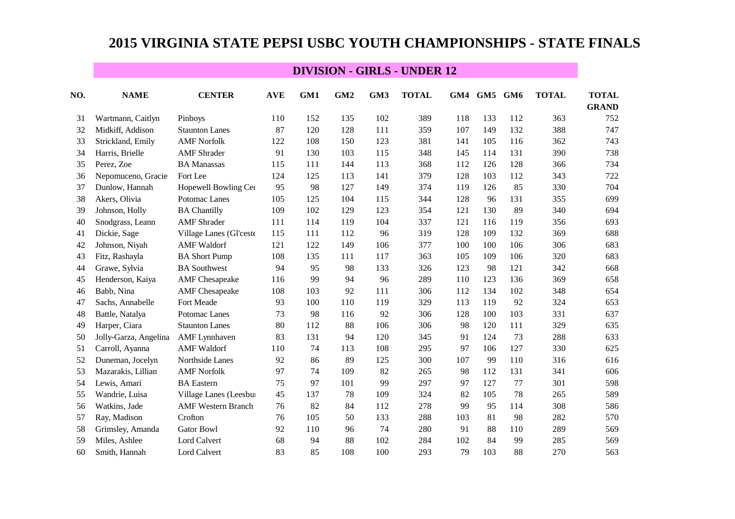# 2015 VIRGINIA STATE PEPSI USBC YOUTH CHAMPIONSHIPS - STATE FINALS

## DIVISION - GIRLS - UNDER 12

| NO. | NAME | CENTER | AVE | GM1 | GM2 | GM3 | TOTAL | GM4 | GM5 | GM6 | TOTAL | TOTAL GRAND |
|---|---|---|---|---|---|---|---|---|---|---|---|---|
| 31 | Wartmann, Caitlyn | Pinboys | 110 | 152 | 135 | 102 | 389 | 118 | 133 | 112 | 363 | 752 |
| 32 | Midkiff, Addison | Staunton Lanes | 87 | 120 | 128 | 111 | 359 | 107 | 149 | 132 | 388 | 747 |
| 33 | Strickland, Emily | AMF Norfolk | 122 | 108 | 150 | 123 | 381 | 141 | 105 | 116 | 362 | 743 |
| 34 | Harris, Brielle | AMF Shrader | 91 | 130 | 103 | 115 | 348 | 145 | 114 | 131 | 390 | 738 |
| 35 | Perez, Zoe | BA Manassas | 115 | 111 | 144 | 113 | 368 | 112 | 126 | 128 | 366 | 734 |
| 36 | Nepomuceno, Gracie | Fort Lee | 124 | 125 | 113 | 141 | 379 | 128 | 103 | 112 | 343 | 722 |
| 37 | Dunlow, Hannah | Hopewell Bowling Cer | 95 | 98 | 127 | 149 | 374 | 119 | 126 | 85 | 330 | 704 |
| 38 | Akers, Olivia | Potomac Lanes | 105 | 125 | 104 | 115 | 344 | 128 | 96 | 131 | 355 | 699 |
| 39 | Johnson, Holly | BA Chantilly | 109 | 102 | 129 | 123 | 354 | 121 | 130 | 89 | 340 | 694 |
| 40 | Snodgrass, Leann | AMF Shrader | 111 | 114 | 119 | 104 | 337 | 121 | 116 | 119 | 356 | 693 |
| 41 | Dickie, Sage | Village Lanes (Gl'ceste | 115 | 111 | 112 | 96 | 319 | 128 | 109 | 132 | 369 | 688 |
| 42 | Johnson, Niyah | AMF Waldorf | 121 | 122 | 149 | 106 | 377 | 100 | 100 | 106 | 306 | 683 |
| 43 | Fitz, Rashayla | BA Short Pump | 108 | 135 | 111 | 117 | 363 | 105 | 109 | 106 | 320 | 683 |
| 44 | Grawe, Sylvia | BA Southwest | 94 | 95 | 98 | 133 | 326 | 123 | 98 | 121 | 342 | 668 |
| 45 | Henderson, Kaiya | AMF Chesapeake | 116 | 99 | 94 | 96 | 289 | 110 | 123 | 136 | 369 | 658 |
| 46 | Babb, Nina | AMF Chesapeake | 108 | 103 | 92 | 111 | 306 | 112 | 134 | 102 | 348 | 654 |
| 47 | Sachs, Annabelle | Fort Meade | 93 | 100 | 110 | 119 | 329 | 113 | 119 | 92 | 324 | 653 |
| 48 | Battle, Natalya | Potomac Lanes | 73 | 98 | 116 | 92 | 306 | 128 | 100 | 103 | 331 | 637 |
| 49 | Harper, Ciara | Staunton Lanes | 80 | 112 | 88 | 106 | 306 | 98 | 120 | 111 | 329 | 635 |
| 50 | Jolly-Garza, Angelina | AMF Lynnhaven | 83 | 131 | 94 | 120 | 345 | 91 | 124 | 73 | 288 | 633 |
| 51 | Carroll, Ayanna | AMF Waldorf | 110 | 74 | 113 | 108 | 295 | 97 | 106 | 127 | 330 | 625 |
| 52 | Duneman, Jocelyn | Northside Lanes | 92 | 86 | 89 | 125 | 300 | 107 | 99 | 110 | 316 | 616 |
| 53 | Mazarakis, Lillian | AMF Norfolk | 97 | 74 | 109 | 82 | 265 | 98 | 112 | 131 | 341 | 606 |
| 54 | Lewis, Amari | BA Eastern | 75 | 97 | 101 | 99 | 297 | 97 | 127 | 77 | 301 | 598 |
| 55 | Wandrie, Luisa | Village Lanes (Leesbu | 45 | 137 | 78 | 109 | 324 | 82 | 105 | 78 | 265 | 589 |
| 56 | Watkins, Jade | AMF Western Branch | 76 | 82 | 84 | 112 | 278 | 99 | 95 | 114 | 308 | 586 |
| 57 | Ray, Madison | Crofton | 76 | 105 | 50 | 133 | 288 | 103 | 81 | 98 | 282 | 570 |
| 58 | Grimsley, Amanda | Gator Bowl | 92 | 110 | 96 | 74 | 280 | 91 | 88 | 110 | 289 | 569 |
| 59 | Miles, Ashlee | Lord Calvert | 68 | 94 | 88 | 102 | 284 | 102 | 84 | 99 | 285 | 569 |
| 60 | Smith, Hannah | Lord Calvert | 83 | 85 | 108 | 100 | 293 | 79 | 103 | 88 | 270 | 563 |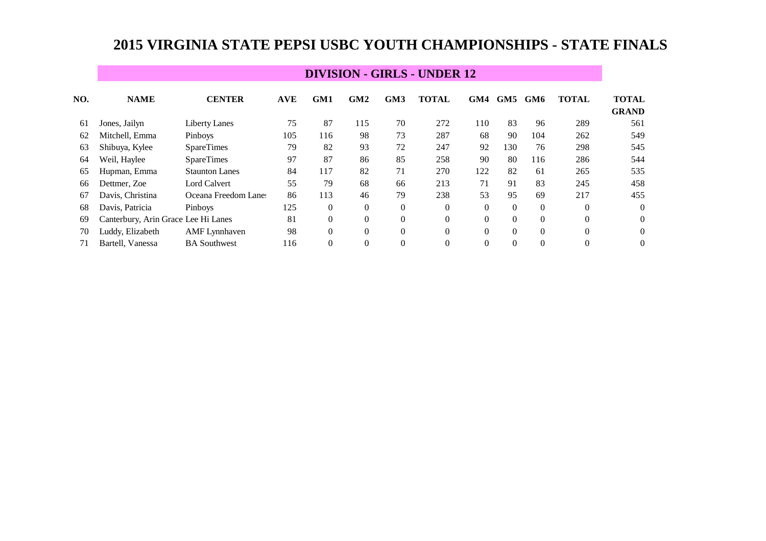# 2015 VIRGINIA STATE PEPSI USBC YOUTH CHAMPIONSHIPS - STATE FINALS

## DIVISION - GIRLS - UNDER 12

| NO. | NAME | CENTER | AVE | GM1 | GM2 | GM3 | TOTAL | GM4 | GM5 | GM6 | TOTAL | TOTAL GRAND |
|---|---|---|---|---|---|---|---|---|---|---|---|---|
| 61 | Jones, Jailyn | Liberty Lanes | 75 | 87 | 115 | 70 | 272 | 110 | 83 | 96 | 289 | 561 |
| 62 | Mitchell, Emma | Pinboys | 105 | 116 | 98 | 73 | 287 | 68 | 90 | 104 | 262 | 549 |
| 63 | Shibuya, Kylee | SpareTimes | 79 | 82 | 93 | 72 | 247 | 92 | 130 | 76 | 298 | 545 |
| 64 | Weil, Haylee | SpareTimes | 97 | 87 | 86 | 85 | 258 | 90 | 80 | 116 | 286 | 544 |
| 65 | Hupman, Emma | Staunton Lanes | 84 | 117 | 82 | 71 | 270 | 122 | 82 | 61 | 265 | 535 |
| 66 | Dettmer, Zoe | Lord Calvert | 55 | 79 | 68 | 66 | 213 | 71 | 91 | 83 | 245 | 458 |
| 67 | Davis, Christina | Oceana Freedom Lanes | 86 | 113 | 46 | 79 | 238 | 53 | 95 | 69 | 217 | 455 |
| 68 | Davis, Patricia | Pinboys | 125 | 0 | 0 | 0 | 0 | 0 | 0 | 0 | 0 | 0 |
| 69 | Canterbury, Arin Grace | Lee Hi Lanes | 81 | 0 | 0 | 0 | 0 | 0 | 0 | 0 | 0 | 0 |
| 70 | Luddy, Elizabeth | AMF Lynnhaven | 98 | 0 | 0 | 0 | 0 | 0 | 0 | 0 | 0 | 0 |
| 71 | Bartell, Vanessa | BA Southwest | 116 | 0 | 0 | 0 | 0 | 0 | 0 | 0 | 0 | 0 |